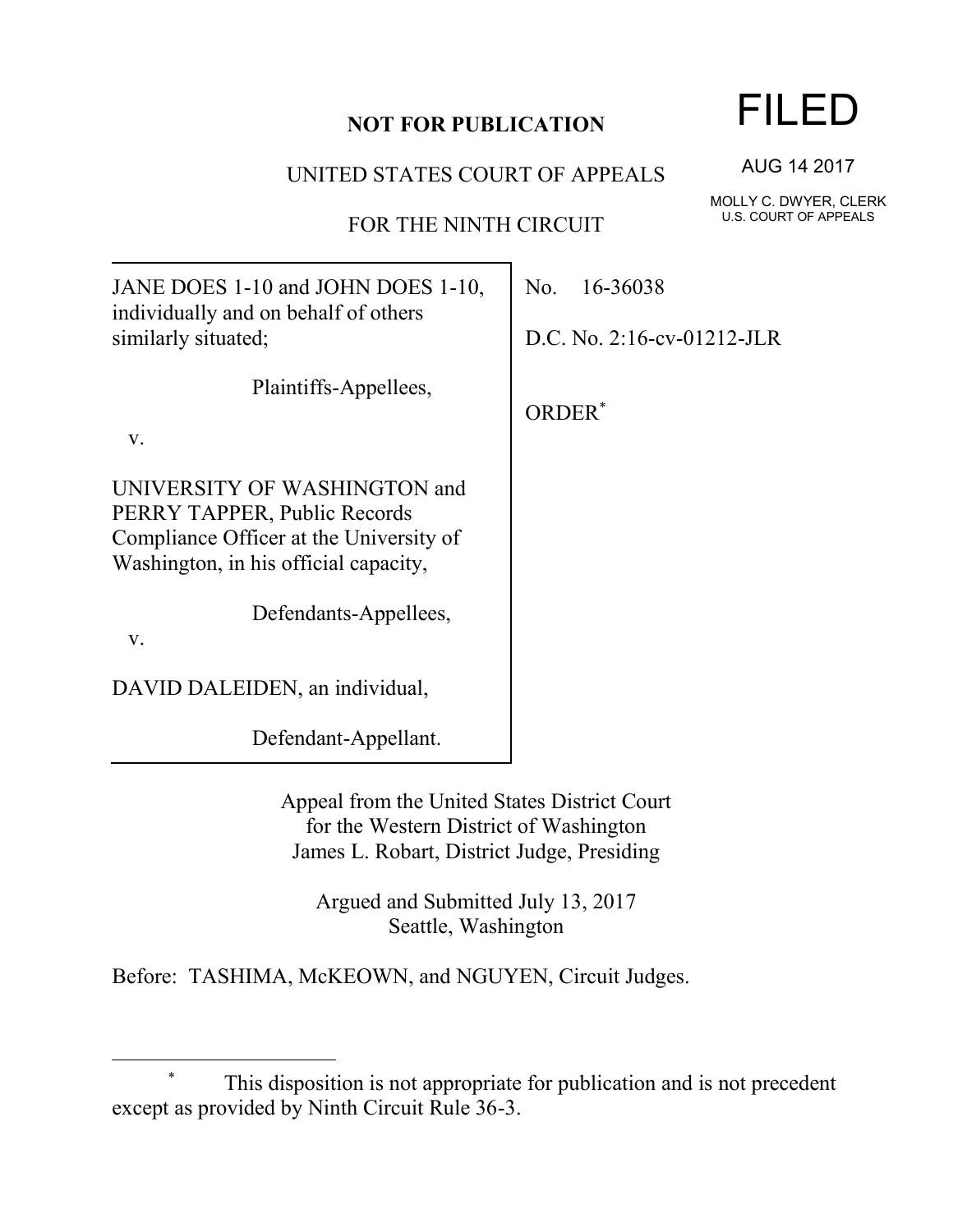**NOT FOR PUBLICATION**

UNITED STATES COURT OF APPEALS

FOR THE NINTH CIRCUIT

FILED

AUG 14 2017

MOLLY C. DWYER, CLERK
U.S. COURT OF APPEALS

JANE DOES 1-10 and JOHN DOES 1-10, individually and on behalf of others similarly situated;

Plaintiffs-Appellees,

v.

UNIVERSITY OF WASHINGTON and PERRY TAPPER, Public Records Compliance Officer at the University of Washington, in his official capacity,

Defendants-Appellees,

v.

DAVID DALEIDEN, an individual,

Defendant-Appellant.

No. 16-36038

D.C. No. 2:16-cv-01212-JLR

ORDER*

Appeal from the United States District Court
for the Western District of Washington
James L. Robart, District Judge, Presiding

Argued and Submitted July 13, 2017
Seattle, Washington

Before: TASHIMA, McKEOWN, and NGUYEN, Circuit Judges.

---

\* This disposition is not appropriate for publication and is not precedent except as provided by Ninth Circuit Rule 36-3.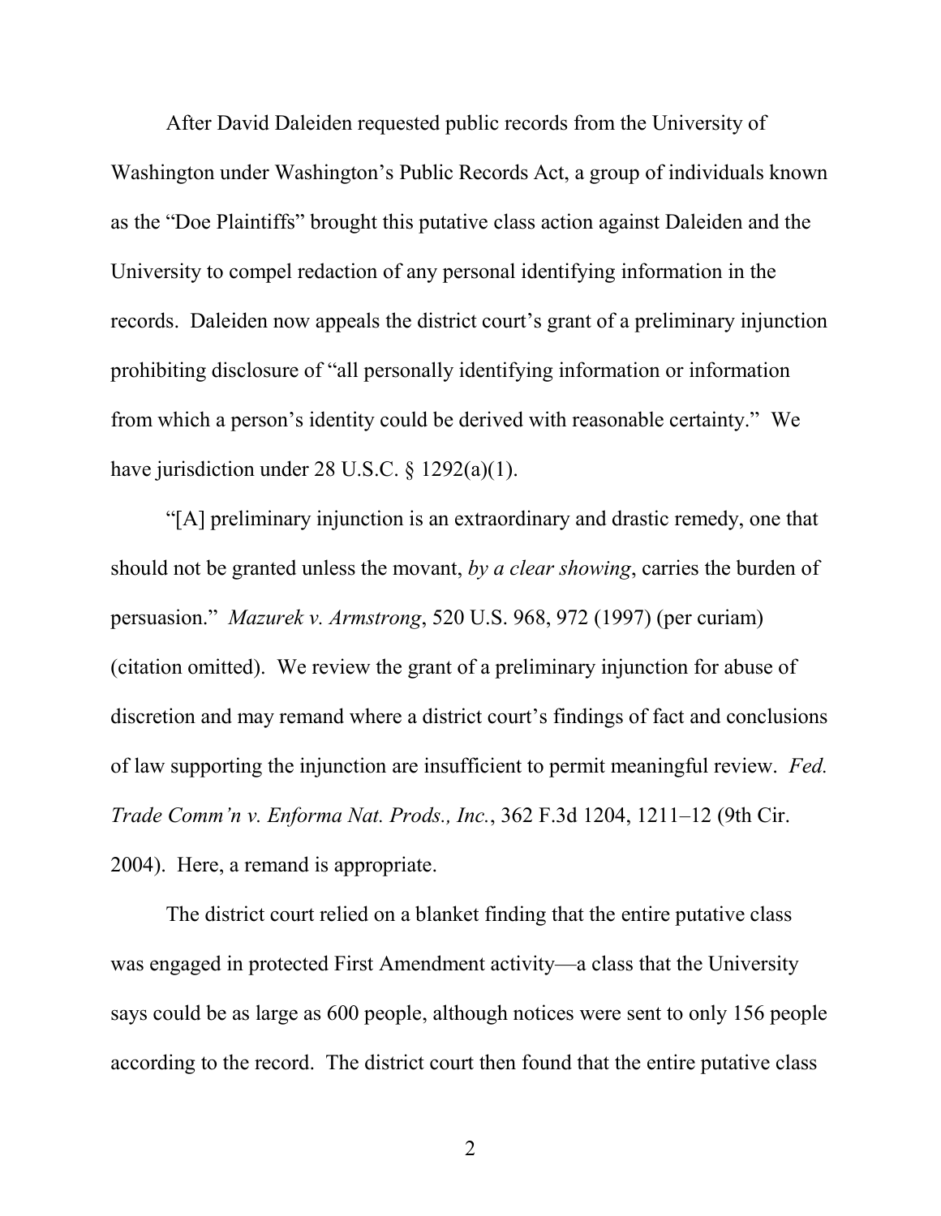After David Daleiden requested public records from the University of Washington under Washington's Public Records Act, a group of individuals known as the "Doe Plaintiffs" brought this putative class action against Daleiden and the University to compel redaction of any personal identifying information in the records. Daleiden now appeals the district court's grant of a preliminary injunction prohibiting disclosure of "all personally identifying information or information from which a person's identity could be derived with reasonable certainty." We have jurisdiction under 28 U.S.C. § 1292(a)(1).

"[A] preliminary injunction is an extraordinary and drastic remedy, one that should not be granted unless the movant, *by a clear showing*, carries the burden of persuasion." *Mazurek v. Armstrong*, 520 U.S. 968, 972 (1997) (per curiam) (citation omitted). We review the grant of a preliminary injunction for abuse of discretion and may remand where a district court's findings of fact and conclusions of law supporting the injunction are insufficient to permit meaningful review. *Fed. Trade Comm'n v. Enforma Nat. Prods., Inc.*, 362 F.3d 1204, 1211–12 (9th Cir. 2004). Here, a remand is appropriate.

The district court relied on a blanket finding that the entire putative class was engaged in protected First Amendment activity—a class that the University says could be as large as 600 people, although notices were sent to only 156 people according to the record. The district court then found that the entire putative class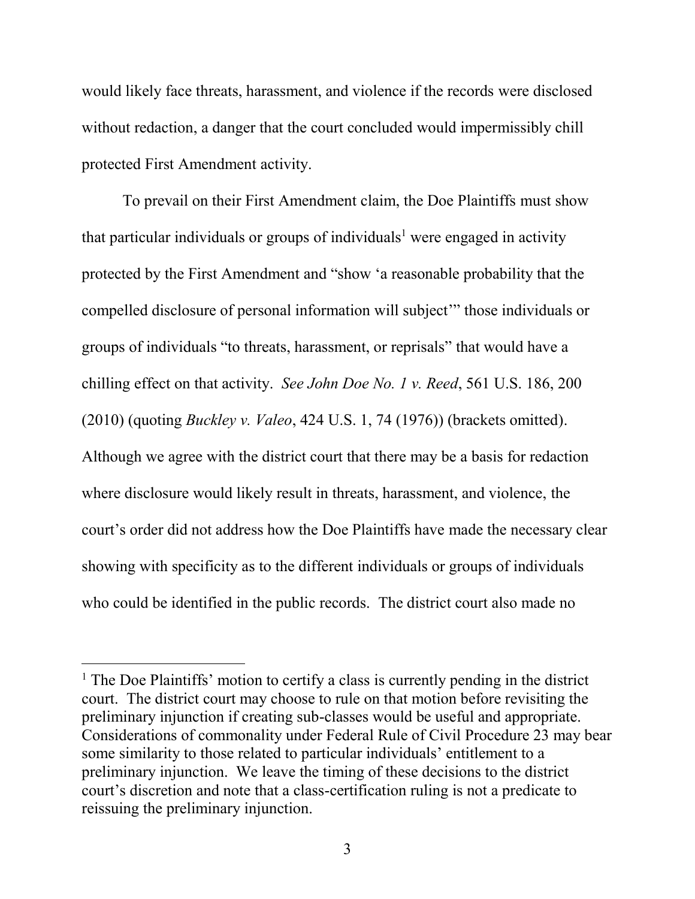would likely face threats, harassment, and violence if the records were disclosed without redaction, a danger that the court concluded would impermissibly chill protected First Amendment activity.

To prevail on their First Amendment claim, the Doe Plaintiffs must show that particular individuals or groups of individuals[1] were engaged in activity protected by the First Amendment and "show 'a reasonable probability that the compelled disclosure of personal information will subject'" those individuals or groups of individuals "to threats, harassment, or reprisals" that would have a chilling effect on that activity. *See John Doe No. 1 v. Reed*, 561 U.S. 186, 200 (2010) (quoting *Buckley v. Valeo*, 424 U.S. 1, 74 (1976)) (brackets omitted). Although we agree with the district court that there may be a basis for redaction where disclosure would likely result in threats, harassment, and violence, the court's order did not address how the Doe Plaintiffs have made the necessary clear showing with specificity as to the different individuals or groups of individuals who could be identified in the public records. The district court also made no

[1] The Doe Plaintiffs' motion to certify a class is currently pending in the district court. The district court may choose to rule on that motion before revisiting the preliminary injunction if creating sub-classes would be useful and appropriate. Considerations of commonality under Federal Rule of Civil Procedure 23 may bear some similarity to those related to particular individuals' entitlement to a preliminary injunction. We leave the timing of these decisions to the district court's discretion and note that a class-certification ruling is not a predicate to reissuing the preliminary injunction.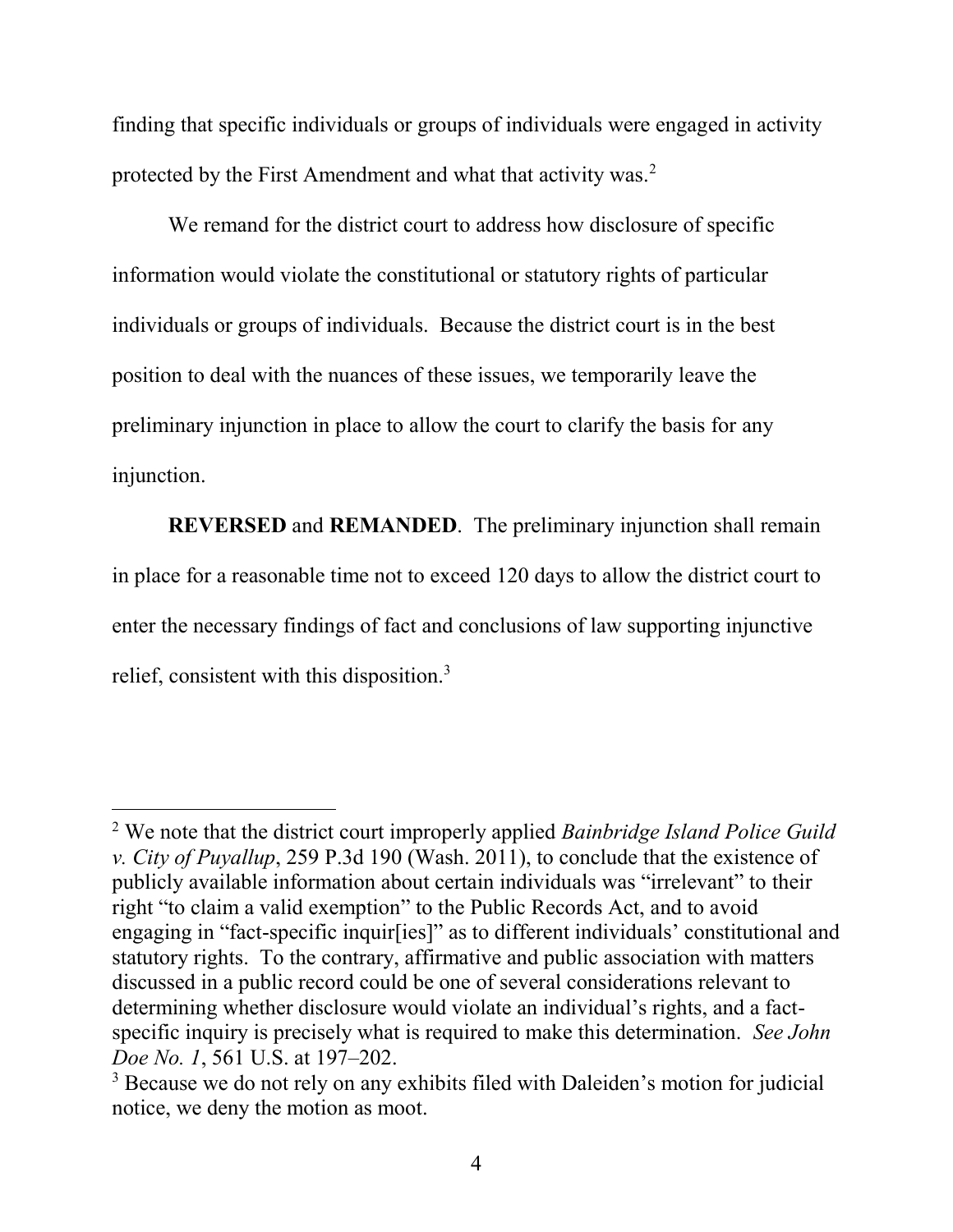finding that specific individuals or groups of individuals were engaged in activity protected by the First Amendment and what that activity was.[2]

We remand for the district court to address how disclosure of specific information would violate the constitutional or statutory rights of particular individuals or groups of individuals. Because the district court is in the best position to deal with the nuances of these issues, we temporarily leave the preliminary injunction in place to allow the court to clarify the basis for any injunction.

**REVERSED** and **REMANDED**. The preliminary injunction shall remain in place for a reasonable time not to exceed 120 days to allow the district court to enter the necessary findings of fact and conclusions of law supporting injunctive relief, consistent with this disposition.[3]

---

[2] We note that the district court improperly applied *Bainbridge Island Police Guild v. City of Puyallup*, 259 P.3d 190 (Wash. 2011), to conclude that the existence of publicly available information about certain individuals was "irrelevant" to their right "to claim a valid exemption" to the Public Records Act, and to avoid engaging in "fact-specific inquir[ies]" as to different individuals' constitutional and statutory rights. To the contrary, affirmative and public association with matters discussed in a public record could be one of several considerations relevant to determining whether disclosure would violate an individual's rights, and a fact-specific inquiry is precisely what is required to make this determination. *See John Doe No. 1*, 561 U.S. at 197–202.

[3] Because we do not rely on any exhibits filed with Daleiden's motion for judicial notice, we deny the motion as moot.